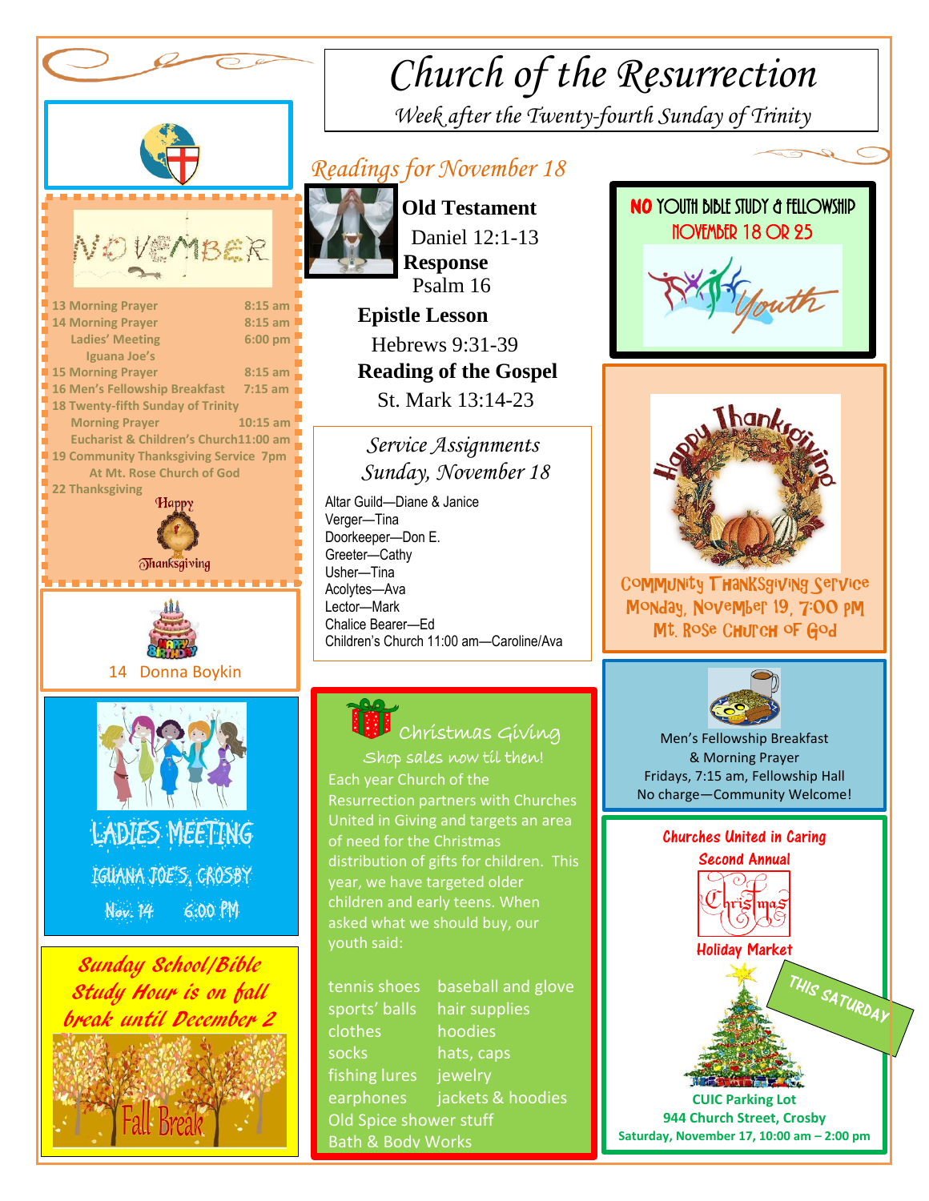# Church of the Resurrection

*Week after the Twenty-fourth Sunday of Trinity*

## NOVEMBER

| | |
|---|---|
| 13 Morning Prayer | 8:15 am |
| 14 Morning Prayer | 8:15 am |
| Ladies' Meeting Iguana Joe's | 6:00 pm |
| 15 Morning Prayer | 8:15 am |
| 16 Men's Fellowship Breakfast | 7:15 am |
| 18 Twenty-fifth Sunday of Trinity | |
| Morning Prayer | 10:15 am |
| Eucharist & Children's Church | 11:00 am |
| 19 Community Thanksgiving Service At Mt. Rose Church of God | 7pm |
| 22 Thanksgiving | |

Happy Thanksgiving

14 Donna Boykin

## LADIES MEETING

IGUANA JOE'S, CROSBY

Nov. 14 6:00 PM

*Sunday School/Bible Study Hour is on fall break until December 2*

Fall Break

## *Readings for November 18*

**Old Testament**
Daniel 12:1-13

**Response**
Psalm 16

**Epistle Lesson**
Hebrews 9:31-39

**Reading of the Gospel**
St. Mark 13:14-23

### *Service Assignments Sunday, November 18*

Altar Guild—Diane & Janice
Verger—Tina
Doorkeeper—Don E.
Greeter—Cathy
Usher—Tina
Acolytes—Ava
Lector—Mark
Chalice Bearer—Ed
Children's Church 11:00 am—Caroline/Ava

### Christmas Giving

Shop sales now til then!

Each year Church of the Resurrection partners with Churches United in Giving and targets an area of need for the Christmas distribution of gifts for children. This year, we have targeted older children and early teens. When asked what we should buy, our youth said:

| | |
|---|---|
| tennis shoes | baseball and glove |
| sports' balls | hair supplies |
| clothes | hoodies |
| socks | hats, caps |
| fishing lures | jewelry |
| earphones | jackets & hoodies |
| Old Spice shower stuff | |
| Bath & Body Works | |

**NO** YOUTH BIBLE STUDY & FELLOWSHIP NOVEMBER 18 OR 25

Youth

Happy Thanksgiving

Community Thanksgiving Service
Monday, November 19, 7:00 pm
Mt. Rose Church of God

Men's Fellowship Breakfast
& Morning Prayer
Fridays, 7:15 am, Fellowship Hall
No charge—Community Welcome!

**Churches United in Caring**
**Second Annual**
Christmas
**Holiday Market**

THIS SATURDAY

**CUIC Parking Lot**
**944 Church Street, Crosby**
**Saturday, November 17, 10:00 am – 2:00 pm**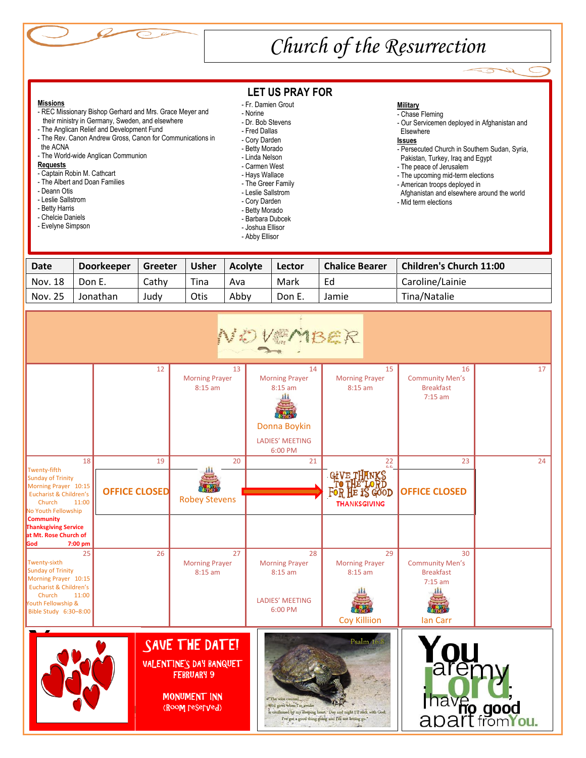# Church of the Resurrection

## LET US PRAY FOR

**Missions**
- REC Missionary Bishop Gerhard and Mrs. Grace Meyer and their ministry in Germany, Sweden, and elsewhere
- The Anglican Relief and Development Fund
- The Rev. Canon Andrew Gross, Canon for Communications in the ACNA
- The World-wide Anglican Communion

**Requests**
- Captain Robin M. Cathcart
- The Albert and Doan Families
- Deann Otis
- Leslie Sallstrom
- Betty Harris
- Chelcie Daniels
- Evelyne Simpson

- Fr. Damien Grout
- Norine
- Dr. Bob Stevens
- Fred Dallas
- Cory Darden
- Betty Morado
- Linda Nelson
- Carmen West
- Hays Wallace
- The Greer Family
- Leslie Sallstrom
- Cory Darden
- Betty Morado
- Barbara Dubcek
- Joshua Ellisor
- Abby Ellisor

**Military**
- Chase Fleming
- Our Servicemen deployed in Afghanistan and Elsewhere

**Issues**
- Persecuted Church in Southern Sudan, Syria, Pakistan, Turkey, Iraq and Egypt
- The peace of Jerusalem
- The upcoming mid-term elections
- American troops deployed in Afghanistan and elsewhere around the world
- Mid term elections

| Date | Doorkeeper | Greeter | Usher | Acolyte | Lector | Chalice Bearer | Children's Church 11:00 |
|---|---|---|---|---|---|---|---|
| Nov. 18 | Don E. | Cathy | Tina | Ava | Mark | Ed | Caroline/Lainie |
| Nov. 25 | Jonathan | Judy | Otis | Abby | Don E. | Jamie | Tina/Natalie |

## NOVEMBER

| | | | | | | |
|---|---|---|---|---|---|---|
| | 12 | 13 Morning Prayer 8:15 am | 14 Morning Prayer 8:15 am; Donna Boykin (birthday); LADIES' MEETING 6:00 PM | 15 Morning Prayer 8:15 am | 16 Community Men's Breakfast 7:15 am | 17 |
| 18 Twenty-fifth Sunday of Trinity; Morning Prayer 10:15; Eucharist & Children's Church 11:00; No Youth Fellowship; **Community Thanksgiving Service at Mt. Rose Church of God 7:00 pm** | 19 OFFICE CLOSED | 20 Robey Stevens (birthday) | 21 | 22 GIVE THANKS TO THE LORD FOR HE IS GOOD; THANKSGIVING | 23 OFFICE CLOSED | 24 |
| 25 Twenty-sixth Sunday of Trinity; Morning Prayer 10:15; Eucharist & Children's Church 11:00; Youth Fellowship & Bible Study 6:30–8:00 | 26 | 27 Morning Prayer 8:15 am | 28 Morning Prayer 8:15 am; LADIES' MEETING 6:00 PM | 29 Morning Prayer 8:15 am; Coy Killiion (birthday) | 30 Community Men's Breakfast 7:15 am; Ian Carr (birthday) | |

**SAVE THE DATE!**
VALENTINE'S DAY BANQUET
FEBRUARY 9

MONUMENT INN
(Room reserved)

Psalm 16:8

"The wise counsel God gives when I'm awake is confirmed by my sleeping heart. Day and night I'll stick with God; I've got a good thing going and I'm not letting go."

You are my Lord; I have no good apart from You.